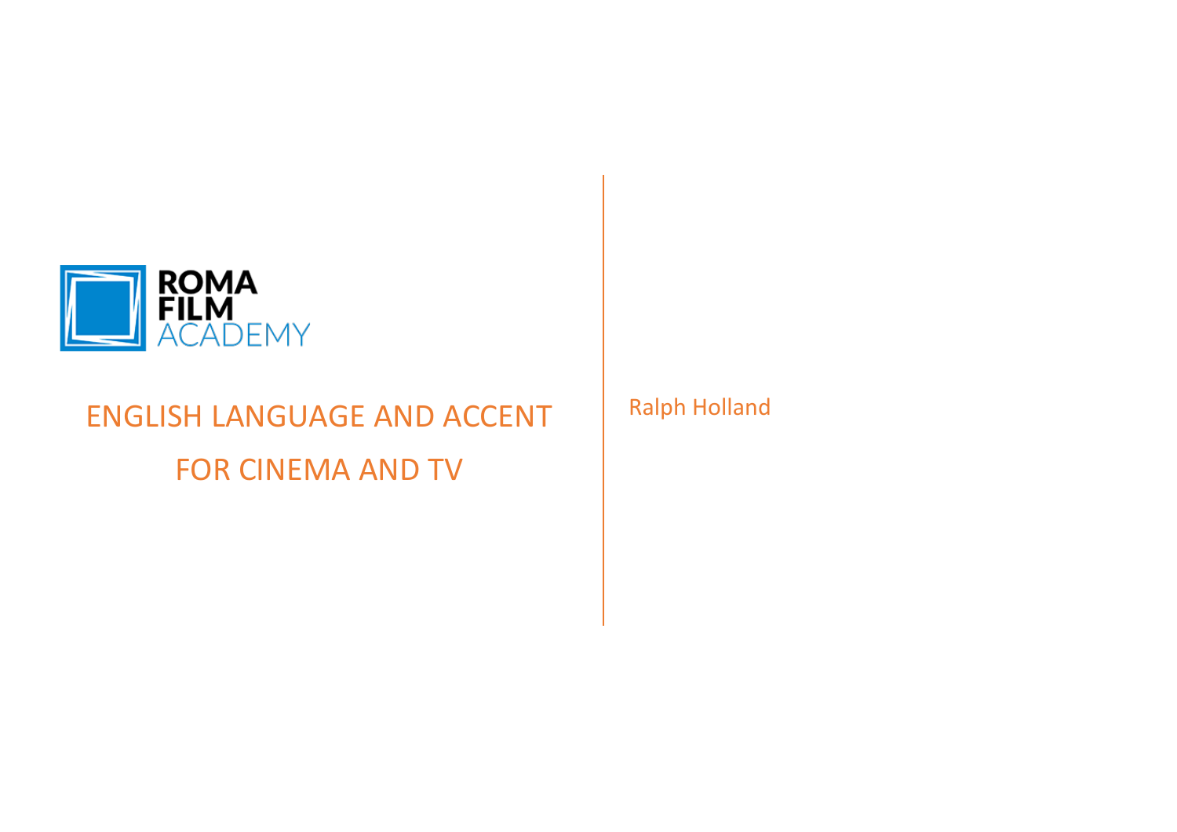ROMA FILM ACADEMY

# ENGLISH LANGUAGE AND ACCENT FOR CINEMA AND TV

Ralph Holland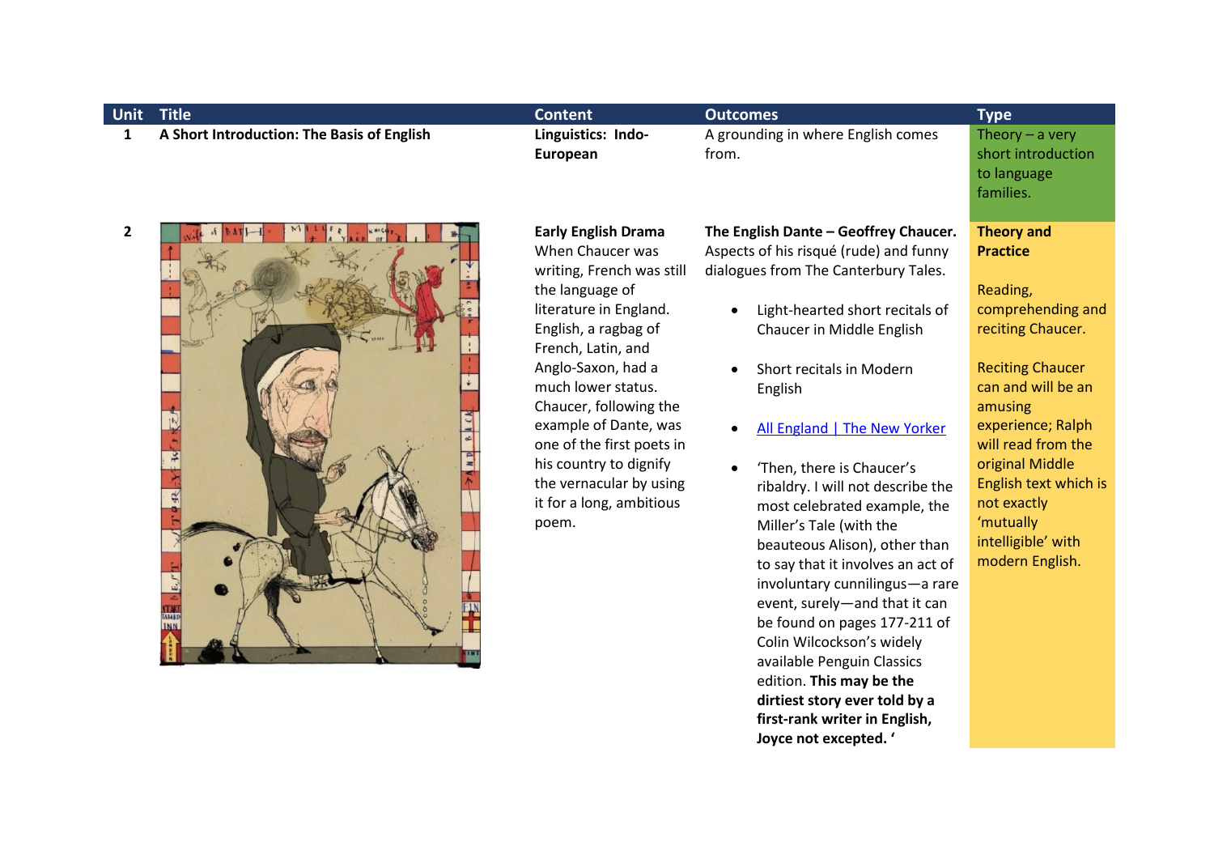| Unit | Title | Content | Outcomes | Type |
|---|---|---|---|---|
| 1 | **A Short Introduction: The Basis of English** | **Linguistics: Indo-European** | A grounding in where English comes from. | Theory – a very short introduction to language families. |
| 2 | | **Early English Drama**<br>When Chaucer was writing, French was still the language of literature in England. English, a ragbag of French, Latin, and Anglo-Saxon, had a much lower status. Chaucer, following the example of Dante, was one of the first poets in his country to dignify the vernacular by using it for a long, ambitious poem. | **The English Dante – Geoffrey Chaucer.** Aspects of his risqué (rude) and funny dialogues from The Canterbury Tales.<br><br>• Light-hearted short recitals of Chaucer in Middle English<br><br>• Short recitals in Modern English<br><br>• [All England \| The New Yorker]()<br><br>• 'Then, there is Chaucer's ribaldry. I will not describe the most celebrated example, the Miller's Tale (with the beauteous Alison), other than to say that it involves an act of involuntary cunnilingus—a rare event, surely—and that it can be found on pages 177-211 of Colin Wilcockson's widely available Penguin Classics edition. **This may be the dirtiest story ever told by a first-rank writer in English, Joyce not excepted. '** | **Theory and Practice**<br><br>Reading, comprehending and reciting Chaucer.<br><br>Reciting Chaucer can and will be an amusing experience; Ralph will read from the original Middle English text which is not exactly 'mutually intelligible' with modern English. |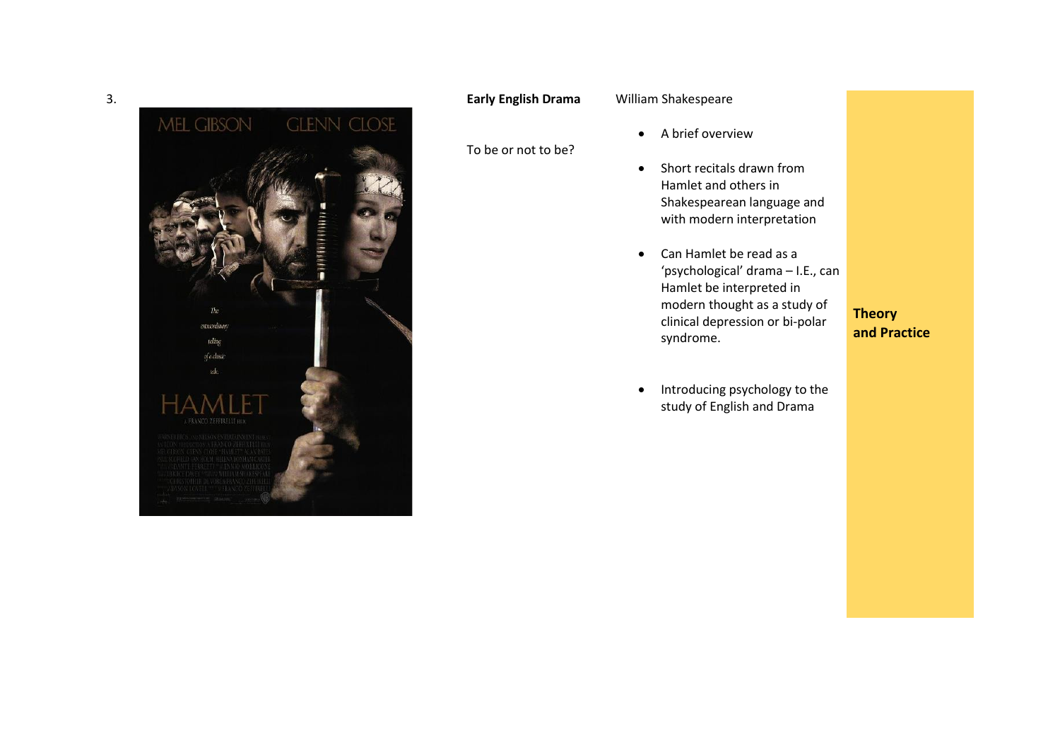3.

**Early English Drama**

William Shakespeare

To be or not to be?

- A brief overview
- Short recitals drawn from Hamlet and others in Shakespearean language and with modern interpretation
- Can Hamlet be read as a 'psychological' drama – I.E., can Hamlet be interpreted in modern thought as a study of clinical depression or bi-polar syndrome.
- Introducing psychology to the study of English and Drama

**Theory and Practice**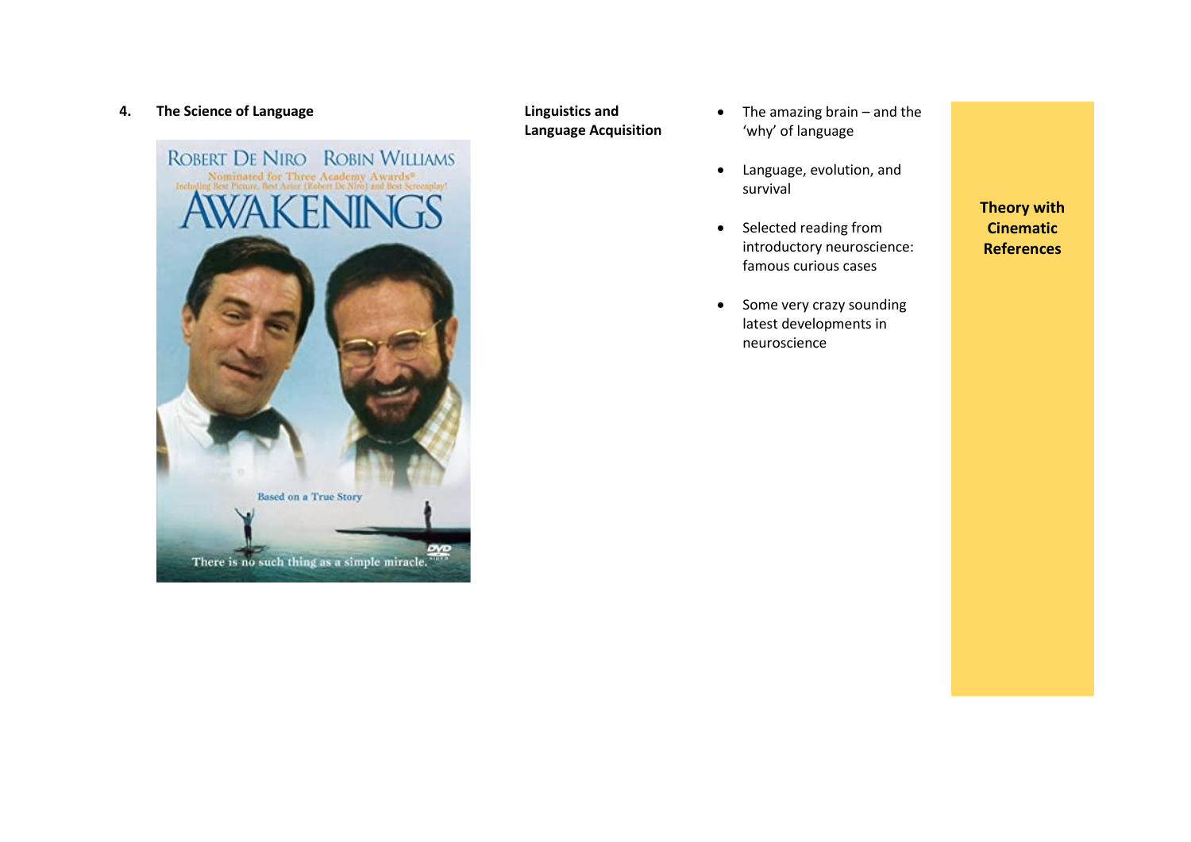## 4. The Science of Language

**Linguistics and Language Acquisition**

- The amazing brain – and the 'why' of language
- Language, evolution, and survival
- Selected reading from introductory neuroscience: famous curious cases
- Some very crazy sounding latest developments in neuroscience

**Theory with Cinematic References**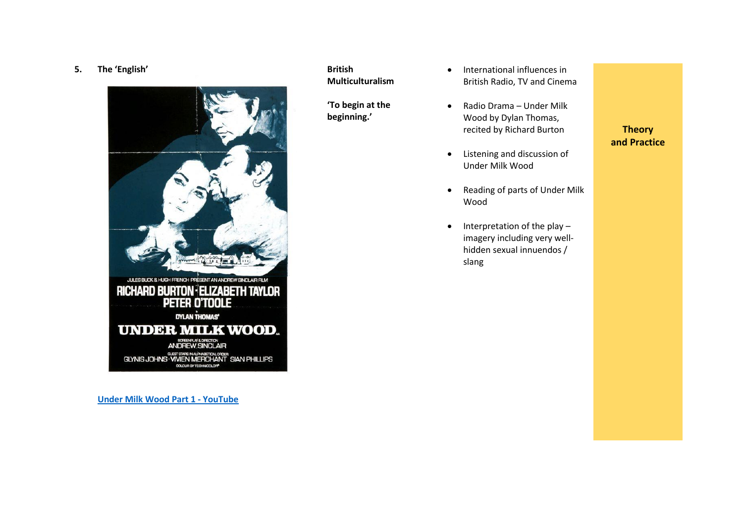5. **The 'English'**

**Under Milk Wood Part 1 - YouTube**

**British Multiculturalism**

**'To begin at the beginning.'**

- International influences in British Radio, TV and Cinema
- Radio Drama – Under Milk Wood by Dylan Thomas, recited by Richard Burton
- Listening and discussion of Under Milk Wood
- Reading of parts of Under Milk Wood
- Interpretation of the play – imagery including very well-hidden sexual innuendos / slang

**Theory and Practice**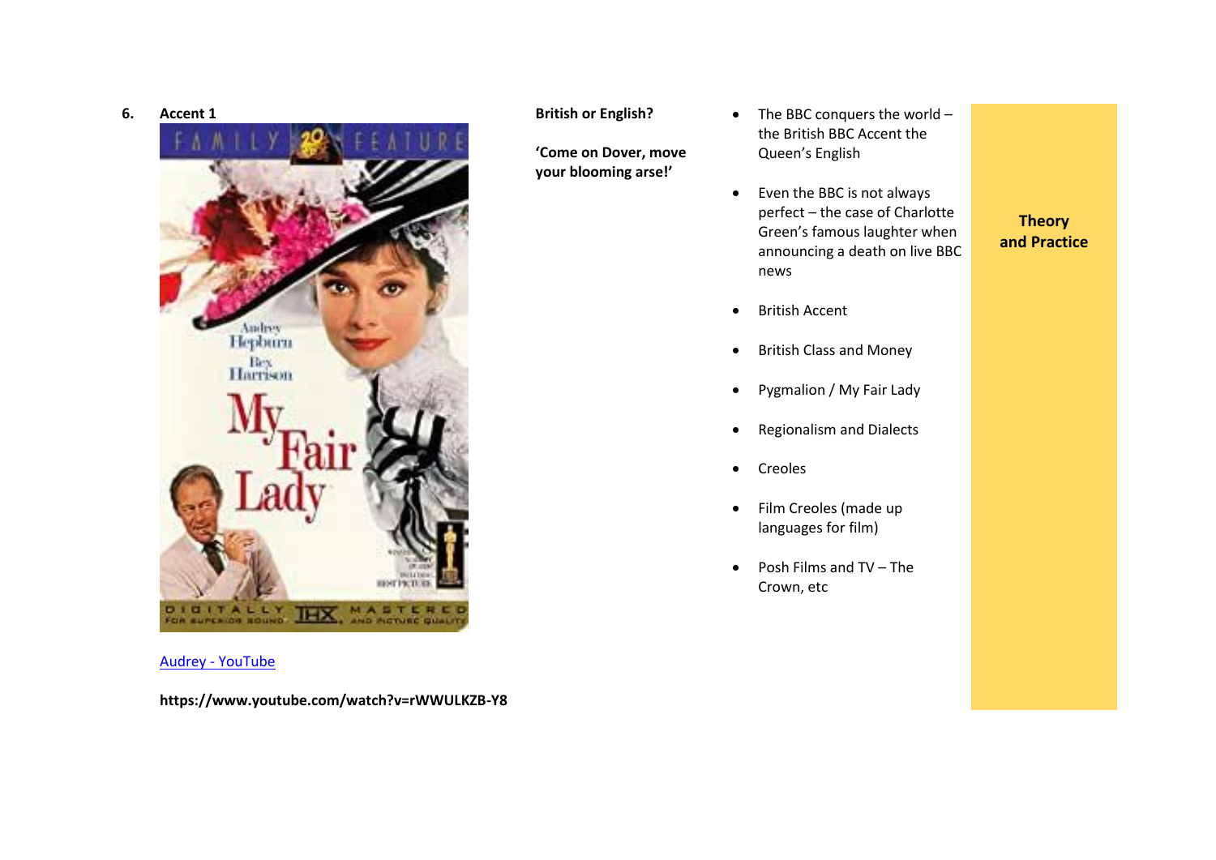## 6. Accent 1

[Audrey - YouTube](https://www.youtube.com/watch?v=rWWULKZB-Y8)

**https://www.youtube.com/watch?v=rWWULKZB-Y8**

**British or English?**

**'Come on Dover, move your blooming arse!'**

- The BBC conquers the world – the British BBC Accent the Queen's English
- Even the BBC is not always perfect – the case of Charlotte Green's famous laughter when announcing a death on live BBC news
- British Accent
- British Class and Money
- Pygmalion / My Fair Lady
- Regionalism and Dialects
- Creoles
- Film Creoles (made up languages for film)
- Posh Films and TV – The Crown, etc

**Theory and Practice**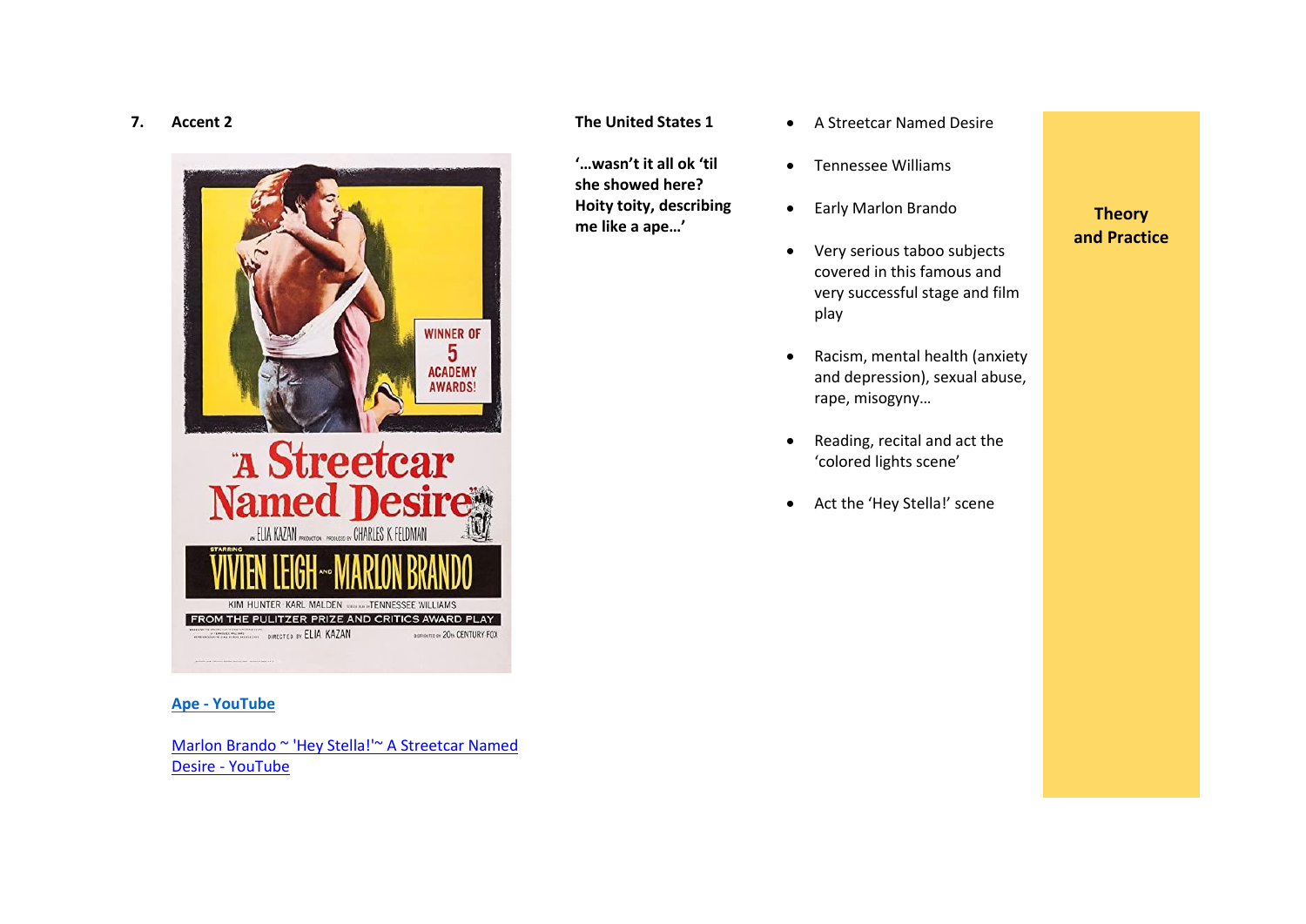## 7. Accent 2

[Ape - YouTube]

[Marlon Brando ~ 'Hey Stella!'~ A Streetcar Named Desire - YouTube]

**The United States 1**

**'…wasn't it all ok 'til she showed here? Hoity toity, describing me like a ape…'**

- A Streetcar Named Desire
- Tennessee Williams
- Early Marlon Brando
- Very serious taboo subjects covered in this famous and very successful stage and film play
- Racism, mental health (anxiety and depression), sexual abuse, rape, misogyny…
- Reading, recital and act the 'colored lights scene'
- Act the 'Hey Stella!' scene

**Theory and Practice**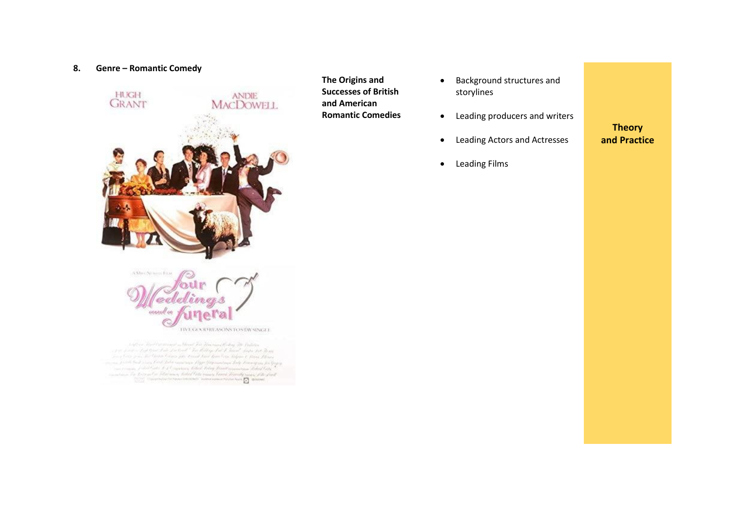## 8. Genre – Romantic Comedy

**The Origins and Successes of British and American Romantic Comedies**

- Background structures and storylines
- Leading producers and writers
- Leading Actors and Actresses
- Leading Films

**Theory and Practice**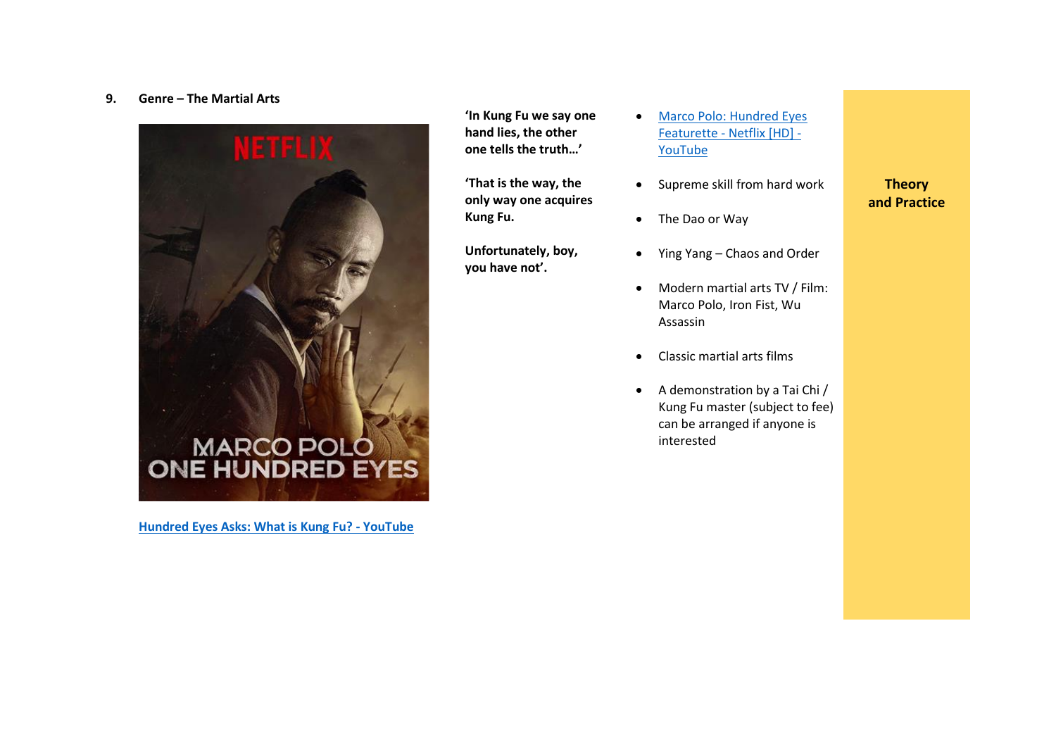## 9. Genre – The Martial Arts

Hundred Eyes Asks: What is Kung Fu? - YouTube

**'In Kung Fu we say one hand lies, the other one tells the truth…'**

**'That is the way, the only way one acquires Kung Fu.**

**Unfortunately, boy, you have not'.**

- Marco Polo: Hundred Eyes Featurette - Netflix [HD] - YouTube
- Supreme skill from hard work
- The Dao or Way
- Ying Yang – Chaos and Order
- Modern martial arts TV / Film: Marco Polo, Iron Fist, Wu Assassin
- Classic martial arts films
- A demonstration by a Tai Chi / Kung Fu master (subject to fee) can be arranged if anyone is interested

**Theory and Practice**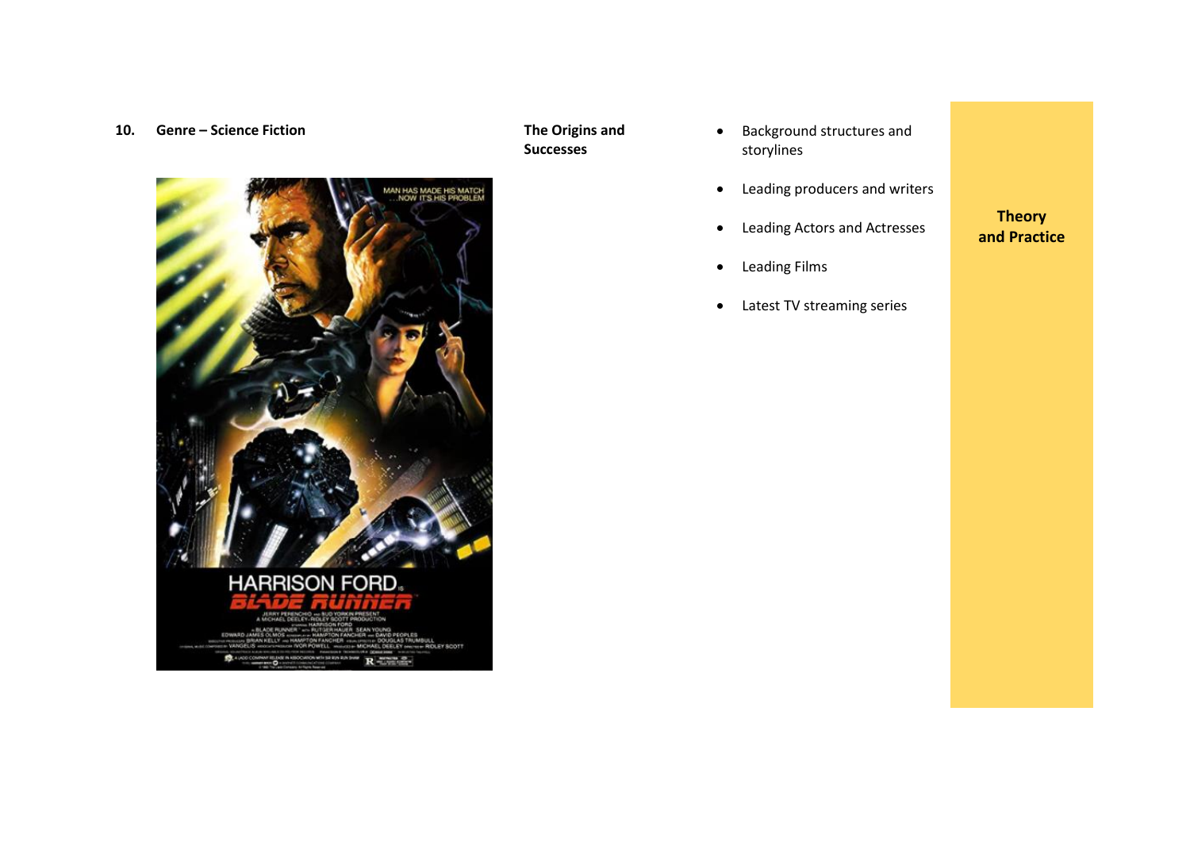## 10. Genre – Science Fiction

**The Origins and Successes**

- Background structures and storylines
- Leading producers and writers
- Leading Actors and Actresses
- Leading Films
- Latest TV streaming series

**Theory and Practice**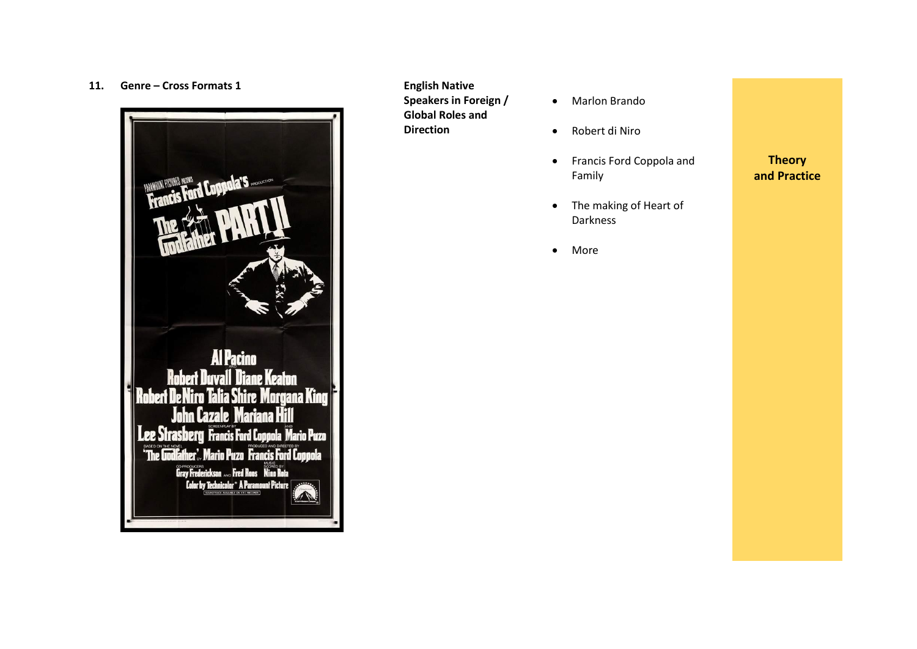## 11. Genre – Cross Formats 1

**English Native Speakers in Foreign / Global Roles and Direction**

- Marlon Brando
- Robert di Niro
- Francis Ford Coppola and Family
- The making of Heart of Darkness
- More

**Theory and Practice**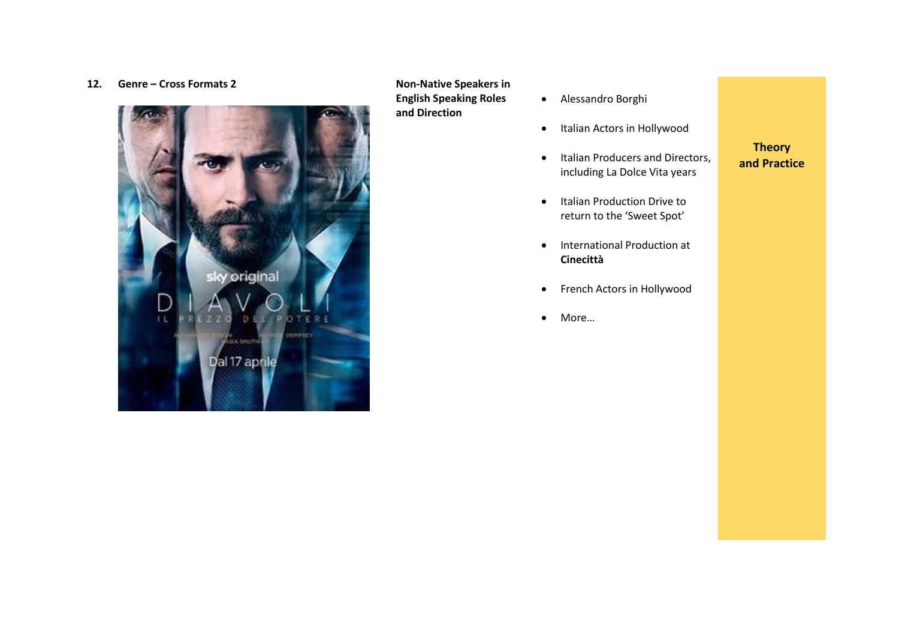## 12. Genre – Cross Formats 2

**Non-Native Speakers in English Speaking Roles and Direction**

- Alessandro Borghi
- Italian Actors in Hollywood
- Italian Producers and Directors, including La Dolce Vita years
- Italian Production Drive to return to the ‘Sweet Spot’
- International Production at **Cinecittà**
- French Actors in Hollywood
- More…

**Theory and Practice**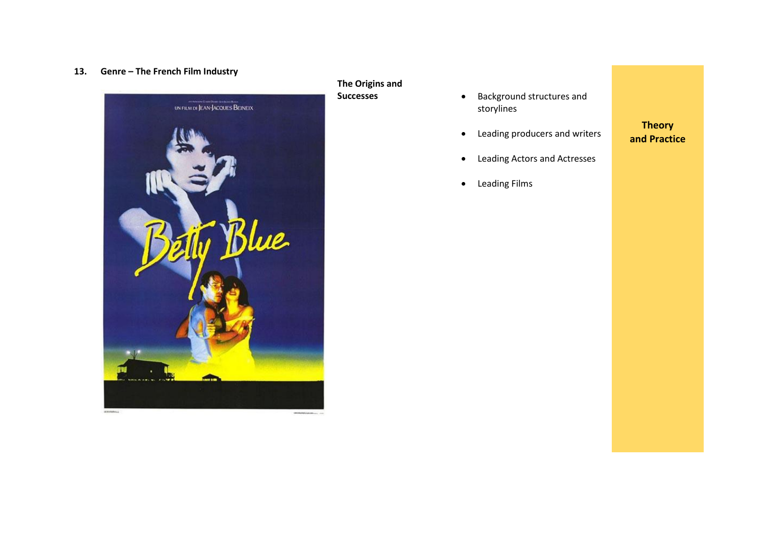**13. Genre – The French Film Industry**

**The Origins and Successes**

- Background structures and storylines
- Leading producers and writers
- Leading Actors and Actresses
- Leading Films

**Theory and Practice**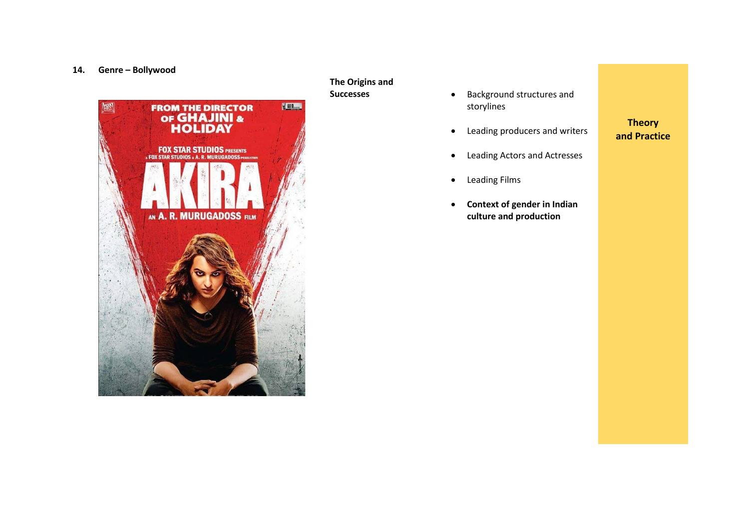**14. Genre – Bollywood**

**The Origins and Successes**

- Background structures and storylines
- Leading producers and writers
- Leading Actors and Actresses
- Leading Films
- **Context of gender in Indian culture and production**

**Theory and Practice**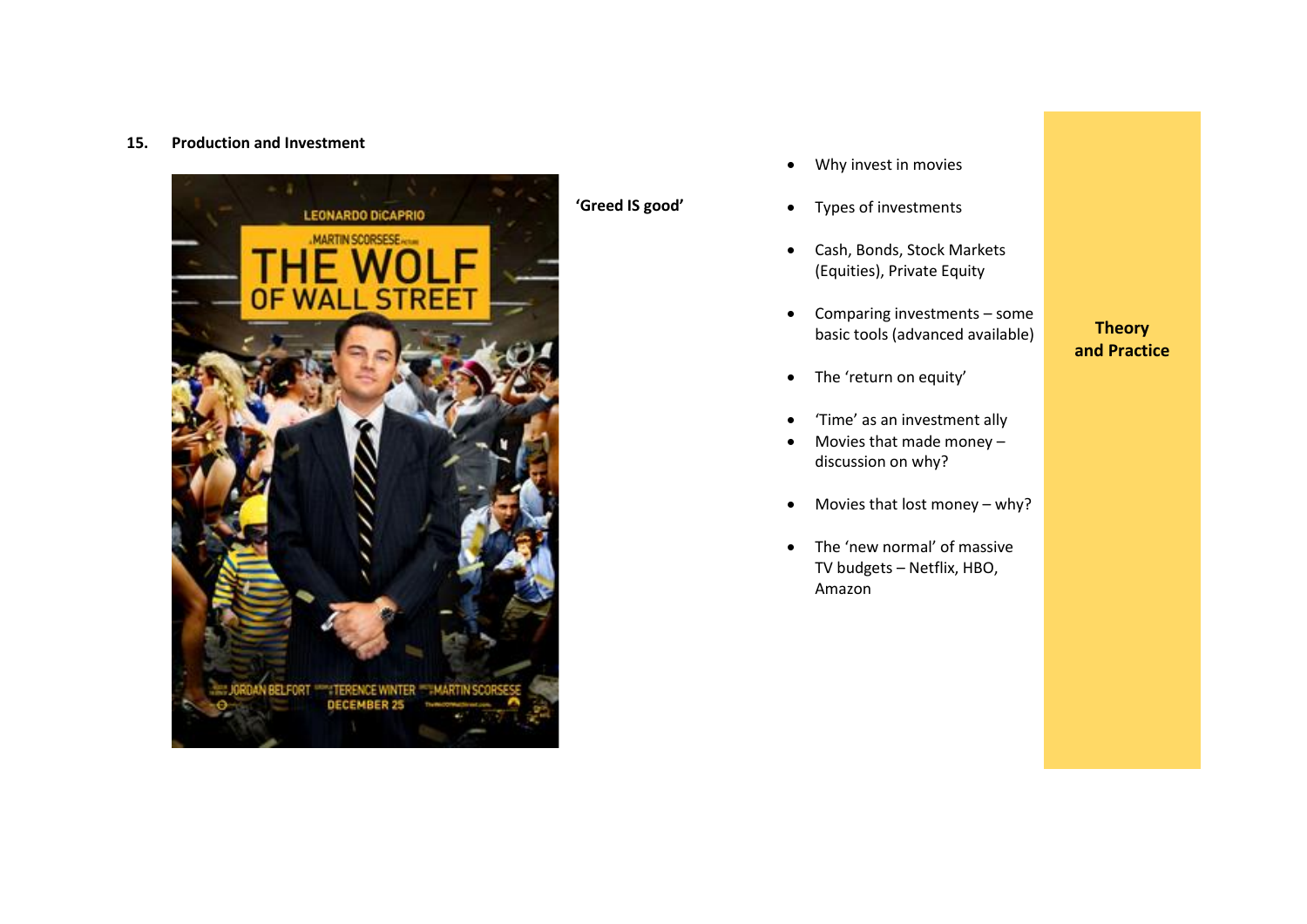**15. Production and Investment**

**'Greed IS good'**

- Why invest in movies
- Types of investments
- Cash, Bonds, Stock Markets (Equities), Private Equity
- Comparing investments – some basic tools (advanced available)
- The 'return on equity'
- 'Time' as an investment ally
- Movies that made money – discussion on why?
- Movies that lost money – why?
- The 'new normal' of massive TV budgets – Netflix, HBO, Amazon

**Theory and Practice**